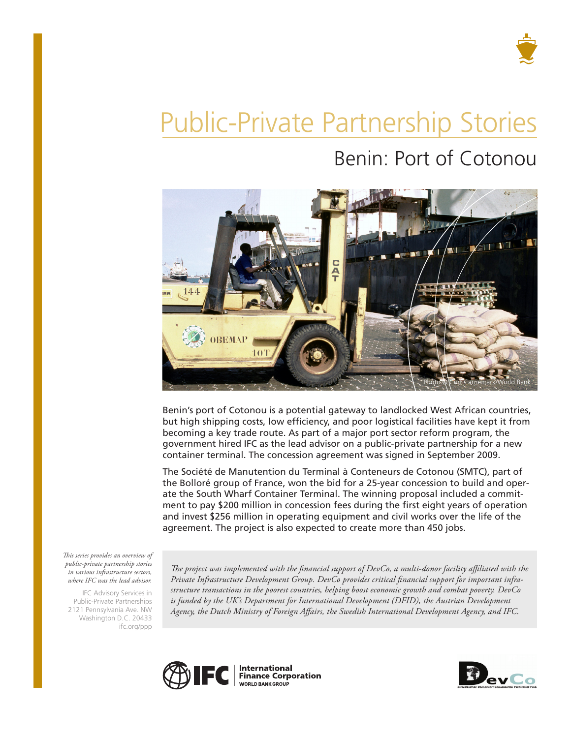# Public-Private Partnership Stories

## Benin: Port of Cotonou

Photo © Curt Carnemark/World Bank

Benin's port of Cotonou is a potential gateway to landlocked West African countries, but high shipping costs, low efficiency, and poor logistical facilities have kept it from becoming a key trade route. As part of a major port sector reform program, the government hired IFC as the lead advisor on a public-private partnership for a new container terminal. The concession agreement was signed in September 2009.

The Société de Manutention du Terminal à Conteneurs de Cotonou (SMTC), part of the Bolloré group of France, won the bid for a 25-year concession to build and operate the South Wharf Container Terminal. The winning proposal included a commitment to pay $200 million in concession fees during the first eight years of operation and invest $256 million in operating equipment and civil works over the life of the agreement. The project is also expected to create more than 450 jobs.

*This series provides an overview of public-private partnership stories in various infrastructure sectors, where IFC was the lead advisor.*

IFC Advisory Services in Public-Private Partnerships
2121 Pennsylvania Ave. NW
Washington D.C. 20433
ifc.org/ppp

*The project was implemented with the financial support of DevCo, a multi-donor facility affiliated with the Private Infrastructure Development Group. DevCo provides critical financial support for important infrastructure transactions in the poorest countries, helping boost economic growth and combat poverty. DevCo is funded by the UK's Department for International Development (DFID), the Austrian Development Agency, the Dutch Ministry of Foreign Affairs, the Swedish International Development Agency, and IFC.*

IFC | International Finance Corporation, World Bank Group

DevCo — Infrastructure Development Collaboration Partnership Fund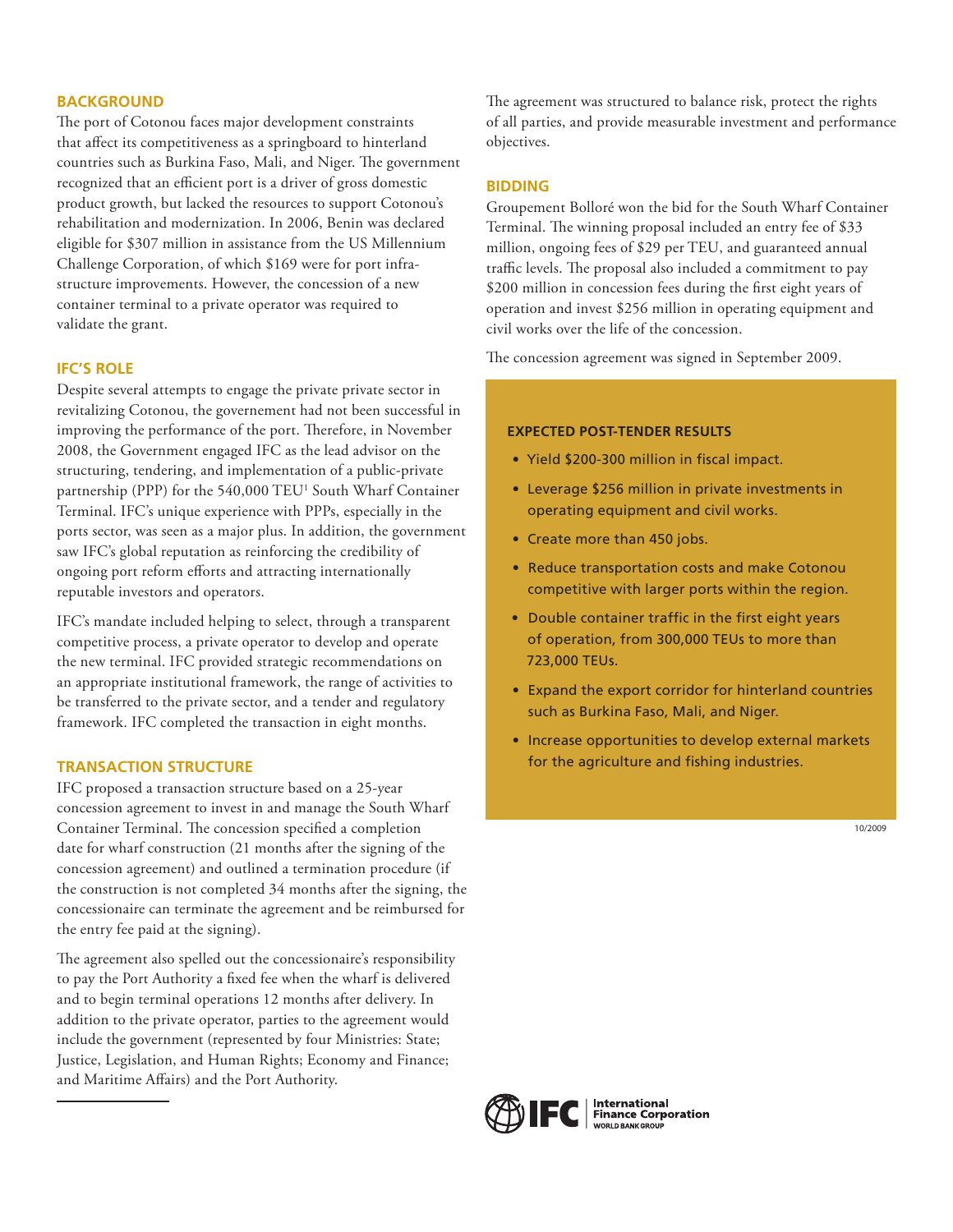## BACKGROUND

The port of Cotonou faces major development constraints that affect its competitiveness as a springboard to hinterland countries such as Burkina Faso, Mali, and Niger. The government recognized that an efficient port is a driver of gross domestic product growth, but lacked the resources to support Cotonou's rehabilitation and modernization. In 2006, Benin was declared eligible for $307 million in assistance from the US Millennium Challenge Corporation, of which $169 were for port infrastructure improvements. However, the concession of a new container terminal to a private operator was required to validate the grant.

## IFC'S ROLE

Despite several attempts to engage the private private sector in revitalizing Cotonou, the governement had not been successful in improving the performance of the port. Therefore, in November 2008, the Government engaged IFC as the lead advisor on the structuring, tendering, and implementation of a public-private partnership (PPP) for the 540,000 TEU[1] South Wharf Container Terminal. IFC's unique experience with PPPs, especially in the ports sector, was seen as a major plus. In addition, the government saw IFC's global reputation as reinforcing the credibility of ongoing port reform efforts and attracting internationally reputable investors and operators.

IFC's mandate included helping to select, through a transparent competitive process, a private operator to develop and operate the new terminal. IFC provided strategic recommendations on an appropriate institutional framework, the range of activities to be transferred to the private sector, and a tender and regulatory framework. IFC completed the transaction in eight months.

## TRANSACTION STRUCTURE

IFC proposed a transaction structure based on a 25-year concession agreement to invest in and manage the South Wharf Container Terminal. The concession specified a completion date for wharf construction (21 months after the signing of the concession agreement) and outlined a termination procedure (if the construction is not completed 34 months after the signing, the concessionaire can terminate the agreement and be reimbursed for the entry fee paid at the signing).

The agreement also spelled out the concessionaire's responsibility to pay the Port Authority a fixed fee when the wharf is delivered and to begin terminal operations 12 months after delivery. In addition to the private operator, parties to the agreement would include the government (represented by four Ministries: State; Justice, Legislation, and Human Rights; Economy and Finance; and Maritime Affairs) and the Port Authority.

The agreement was structured to balance risk, protect the rights of all parties, and provide measurable investment and performance objectives.

## BIDDING

Groupement Bolloré won the bid for the South Wharf Container Terminal. The winning proposal included an entry fee of $33 million, ongoing fees of $29 per TEU, and guaranteed annual traffic levels. The proposal also included a commitment to pay $200 million in concession fees during the first eight years of operation and invest $256 million in operating equipment and civil works over the life of the concession.

The concession agreement was signed in September 2009.

### EXPECTED POST-TENDER RESULTS

- Yield $200-300 million in fiscal impact.
- Leverage $256 million in private investments in operating equipment and civil works.
- Create more than 450 jobs.
- Reduce transportation costs and make Cotonou competitive with larger ports within the region.
- Double container traffic in the first eight years of operation, from 300,000 TEUs to more than 723,000 TEUs.
- Expand the export corridor for hinterland countries such as Burkina Faso, Mali, and Niger.
- Increase opportunities to develop external markets for the agriculture and fishing industries.

10/2009